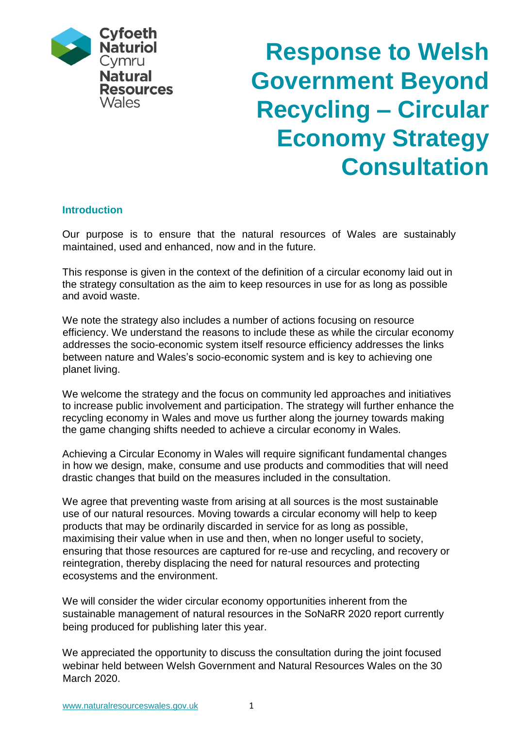Cyfoeth Naturiol Cymru
Natural Resources Wales

# Response to Welsh Government Beyond Recycling – Circular Economy Strategy Consultation

## Introduction

Our purpose is to ensure that the natural resources of Wales are sustainably maintained, used and enhanced, now and in the future.

This response is given in the context of the definition of a circular economy laid out in the strategy consultation as the aim to keep resources in use for as long as possible and avoid waste.

We note the strategy also includes a number of actions focusing on resource efficiency. We understand the reasons to include these as while the circular economy addresses the socio-economic system itself resource efficiency addresses the links between nature and Wales's socio-economic system and is key to achieving one planet living.

We welcome the strategy and the focus on community led approaches and initiatives to increase public involvement and participation. The strategy will further enhance the recycling economy in Wales and move us further along the journey towards making the game changing shifts needed to achieve a circular economy in Wales.

Achieving a Circular Economy in Wales will require significant fundamental changes in how we design, make, consume and use products and commodities that will need drastic changes that build on the measures included in the consultation.

We agree that preventing waste from arising at all sources is the most sustainable use of our natural resources. Moving towards a circular economy will help to keep products that may be ordinarily discarded in service for as long as possible, maximising their value when in use and then, when no longer useful to society, ensuring that those resources are captured for re-use and recycling, and recovery or reintegration, thereby displacing the need for natural resources and protecting ecosystems and the environment.

We will consider the wider circular economy opportunities inherent from the sustainable management of natural resources in the SoNaRR 2020 report currently being produced for publishing later this year.

We appreciated the opportunity to discuss the consultation during the joint focused webinar held between Welsh Government and Natural Resources Wales on the 30 March 2020.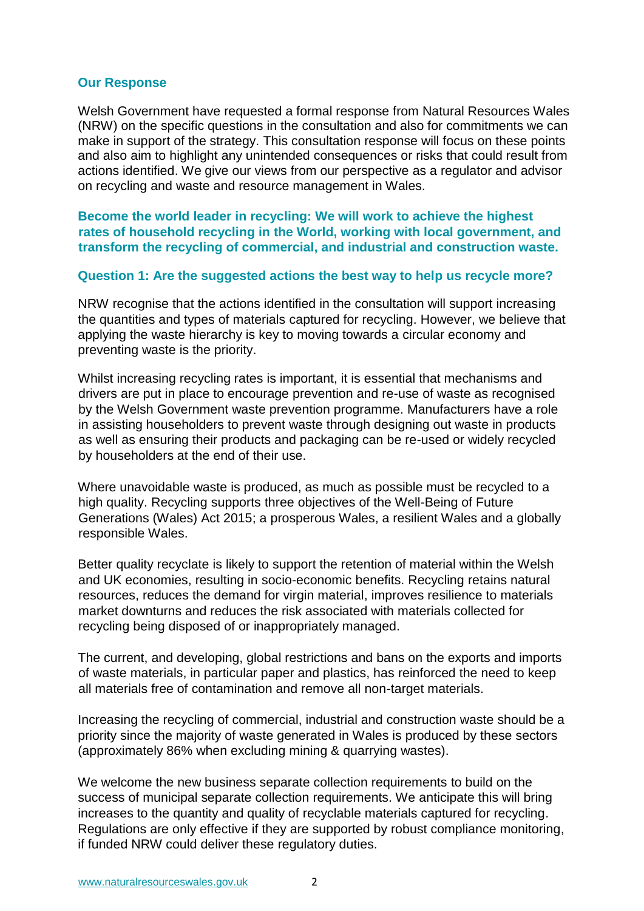## Our Response

Welsh Government have requested a formal response from Natural Resources Wales (NRW) on the specific questions in the consultation and also for commitments we can make in support of the strategy. This consultation response will focus on these points and also aim to highlight any unintended consequences or risks that could result from actions identified. We give our views from our perspective as a regulator and advisor on recycling and waste and resource management in Wales.

### Become the world leader in recycling: We will work to achieve the highest rates of household recycling in the World, working with local government, and transform the recycling of commercial, and industrial and construction waste.

### Question 1: Are the suggested actions the best way to help us recycle more?

NRW recognise that the actions identified in the consultation will support increasing the quantities and types of materials captured for recycling. However, we believe that applying the waste hierarchy is key to moving towards a circular economy and preventing waste is the priority.

Whilst increasing recycling rates is important, it is essential that mechanisms and drivers are put in place to encourage prevention and re-use of waste as recognised by the Welsh Government waste prevention programme. Manufacturers have a role in assisting householders to prevent waste through designing out waste in products as well as ensuring their products and packaging can be re-used or widely recycled by householders at the end of their use.

Where unavoidable waste is produced, as much as possible must be recycled to a high quality. Recycling supports three objectives of the Well-Being of Future Generations (Wales) Act 2015; a prosperous Wales, a resilient Wales and a globally responsible Wales.

Better quality recyclate is likely to support the retention of material within the Welsh and UK economies, resulting in socio-economic benefits. Recycling retains natural resources, reduces the demand for virgin material, improves resilience to materials market downturns and reduces the risk associated with materials collected for recycling being disposed of or inappropriately managed.

The current, and developing, global restrictions and bans on the exports and imports of waste materials, in particular paper and plastics, has reinforced the need to keep all materials free of contamination and remove all non-target materials.

Increasing the recycling of commercial, industrial and construction waste should be a priority since the majority of waste generated in Wales is produced by these sectors (approximately 86% when excluding mining & quarrying wastes).

We welcome the new business separate collection requirements to build on the success of municipal separate collection requirements. We anticipate this will bring increases to the quantity and quality of recyclable materials captured for recycling. Regulations are only effective if they are supported by robust compliance monitoring, if funded NRW could deliver these regulatory duties.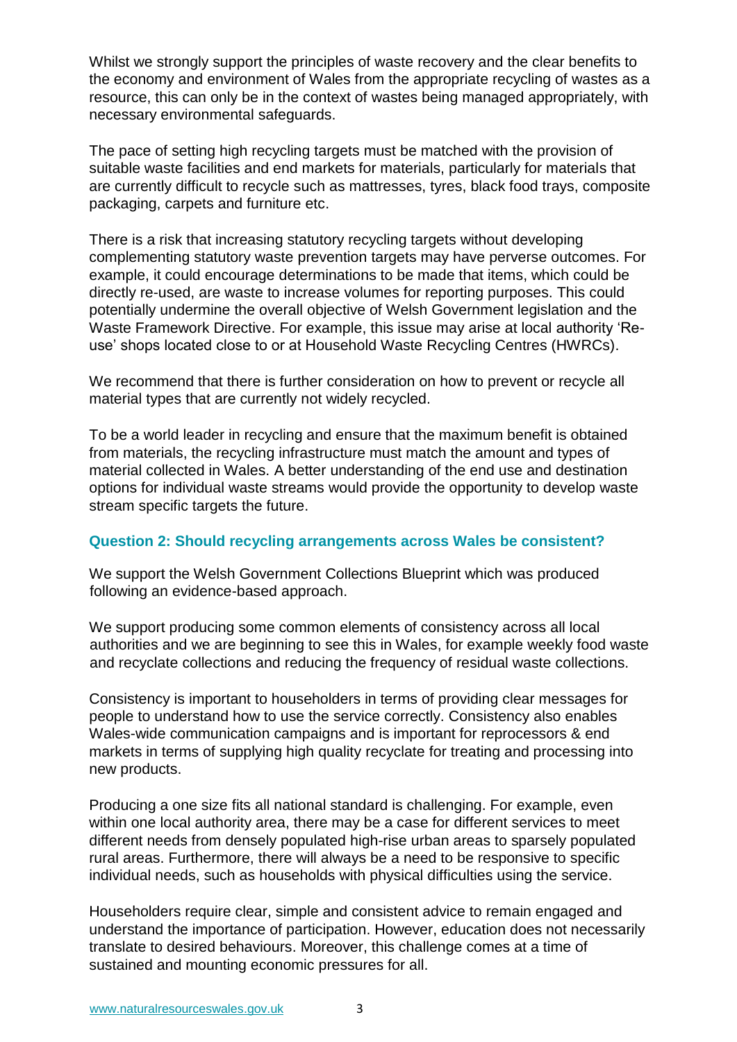Whilst we strongly support the principles of waste recovery and the clear benefits to the economy and environment of Wales from the appropriate recycling of wastes as a resource, this can only be in the context of wastes being managed appropriately, with necessary environmental safeguards.

The pace of setting high recycling targets must be matched with the provision of suitable waste facilities and end markets for materials, particularly for materials that are currently difficult to recycle such as mattresses, tyres, black food trays, composite packaging, carpets and furniture etc.

There is a risk that increasing statutory recycling targets without developing complementing statutory waste prevention targets may have perverse outcomes. For example, it could encourage determinations to be made that items, which could be directly re-used, are waste to increase volumes for reporting purposes. This could potentially undermine the overall objective of Welsh Government legislation and the Waste Framework Directive. For example, this issue may arise at local authority 'Re-use' shops located close to or at Household Waste Recycling Centres (HWRCs).

We recommend that there is further consideration on how to prevent or recycle all material types that are currently not widely recycled.

To be a world leader in recycling and ensure that the maximum benefit is obtained from materials, the recycling infrastructure must match the amount and types of material collected in Wales. A better understanding of the end use and destination options for individual waste streams would provide the opportunity to develop waste stream specific targets the future.

### Question 2: Should recycling arrangements across Wales be consistent?

We support the Welsh Government Collections Blueprint which was produced following an evidence-based approach.

We support producing some common elements of consistency across all local authorities and we are beginning to see this in Wales, for example weekly food waste and recyclate collections and reducing the frequency of residual waste collections.

Consistency is important to householders in terms of providing clear messages for people to understand how to use the service correctly. Consistency also enables Wales-wide communication campaigns and is important for reprocessors & end markets in terms of supplying high quality recyclate for treating and processing into new products.

Producing a one size fits all national standard is challenging. For example, even within one local authority area, there may be a case for different services to meet different needs from densely populated high-rise urban areas to sparsely populated rural areas. Furthermore, there will always be a need to be responsive to specific individual needs, such as households with physical difficulties using the service.

Householders require clear, simple and consistent advice to remain engaged and understand the importance of participation. However, education does not necessarily translate to desired behaviours. Moreover, this challenge comes at a time of sustained and mounting economic pressures for all.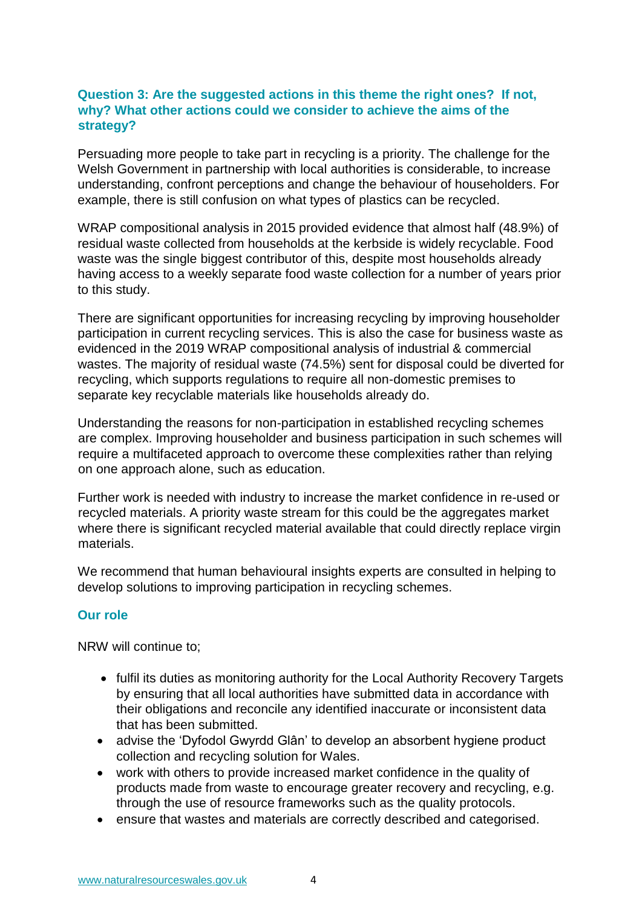**Question 3: Are the suggested actions in this theme the right ones? If not, why? What other actions could we consider to achieve the aims of the strategy?**

Persuading more people to take part in recycling is a priority. The challenge for the Welsh Government in partnership with local authorities is considerable, to increase understanding, confront perceptions and change the behaviour of householders. For example, there is still confusion on what types of plastics can be recycled.

WRAP compositional analysis in 2015 provided evidence that almost half (48.9%) of residual waste collected from households at the kerbside is widely recyclable. Food waste was the single biggest contributor of this, despite most households already having access to a weekly separate food waste collection for a number of years prior to this study.

There are significant opportunities for increasing recycling by improving householder participation in current recycling services. This is also the case for business waste as evidenced in the 2019 WRAP compositional analysis of industrial & commercial wastes. The majority of residual waste (74.5%) sent for disposal could be diverted for recycling, which supports regulations to require all non-domestic premises to separate key recyclable materials like households already do.

Understanding the reasons for non-participation in established recycling schemes are complex. Improving householder and business participation in such schemes will require a multifaceted approach to overcome these complexities rather than relying on one approach alone, such as education.

Further work is needed with industry to increase the market confidence in re-used or recycled materials. A priority waste stream for this could be the aggregates market where there is significant recycled material available that could directly replace virgin materials.

We recommend that human behavioural insights experts are consulted in helping to develop solutions to improving participation in recycling schemes.

### Our role

NRW will continue to;

- fulfil its duties as monitoring authority for the Local Authority Recovery Targets by ensuring that all local authorities have submitted data in accordance with their obligations and reconcile any identified inaccurate or inconsistent data that has been submitted.
- advise the 'Dyfodol Gwyrdd Glân' to develop an absorbent hygiene product collection and recycling solution for Wales.
- work with others to provide increased market confidence in the quality of products made from waste to encourage greater recovery and recycling, e.g. through the use of resource frameworks such as the quality protocols.
- ensure that wastes and materials are correctly described and categorised.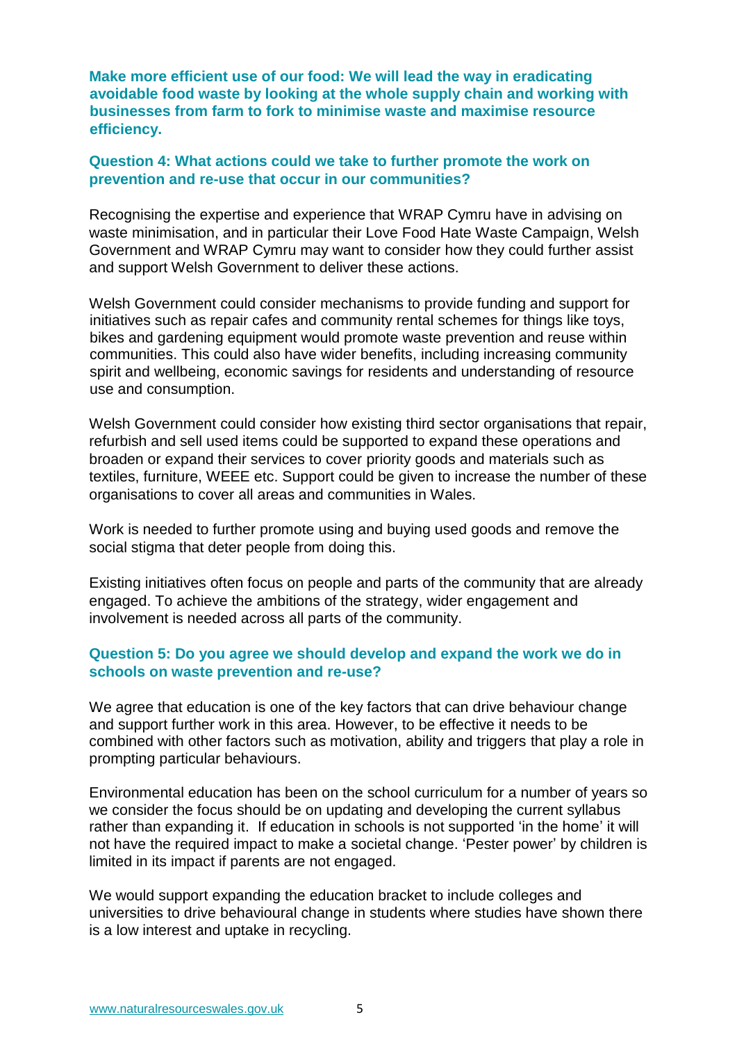**Make more efficient use of our food: We will lead the way in eradicating avoidable food waste by looking at the whole supply chain and working with businesses from farm to fork to minimise waste and maximise resource efficiency.**

### Question 4: What actions could we take to further promote the work on prevention and re-use that occur in our communities?

Recognising the expertise and experience that WRAP Cymru have in advising on waste minimisation, and in particular their Love Food Hate Waste Campaign, Welsh Government and WRAP Cymru may want to consider how they could further assist and support Welsh Government to deliver these actions.

Welsh Government could consider mechanisms to provide funding and support for initiatives such as repair cafes and community rental schemes for things like toys, bikes and gardening equipment would promote waste prevention and reuse within communities. This could also have wider benefits, including increasing community spirit and wellbeing, economic savings for residents and understanding of resource use and consumption.

Welsh Government could consider how existing third sector organisations that repair, refurbish and sell used items could be supported to expand these operations and broaden or expand their services to cover priority goods and materials such as textiles, furniture, WEEE etc. Support could be given to increase the number of these organisations to cover all areas and communities in Wales.

Work is needed to further promote using and buying used goods and remove the social stigma that deter people from doing this.

Existing initiatives often focus on people and parts of the community that are already engaged. To achieve the ambitions of the strategy, wider engagement and involvement is needed across all parts of the community.

### Question 5: Do you agree we should develop and expand the work we do in schools on waste prevention and re-use?

We agree that education is one of the key factors that can drive behaviour change and support further work in this area. However, to be effective it needs to be combined with other factors such as motivation, ability and triggers that play a role in prompting particular behaviours.

Environmental education has been on the school curriculum for a number of years so we consider the focus should be on updating and developing the current syllabus rather than expanding it. If education in schools is not supported 'in the home' it will not have the required impact to make a societal change. 'Pester power' by children is limited in its impact if parents are not engaged.

We would support expanding the education bracket to include colleges and universities to drive behavioural change in students where studies have shown there is a low interest and uptake in recycling.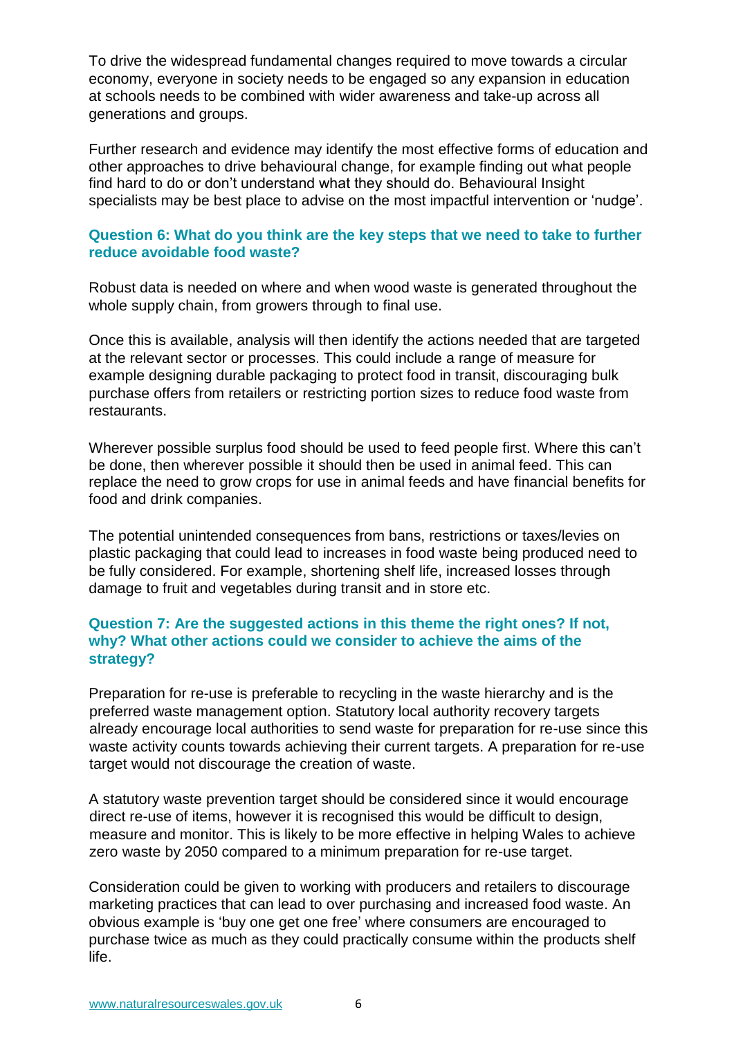To drive the widespread fundamental changes required to move towards a circular economy, everyone in society needs to be engaged so any expansion in education at schools needs to be combined with wider awareness and take-up across all generations and groups.

Further research and evidence may identify the most effective forms of education and other approaches to drive behavioural change, for example finding out what people find hard to do or don't understand what they should do. Behavioural Insight specialists may be best place to advise on the most impactful intervention or 'nudge'.

**Question 6: What do you think are the key steps that we need to take to further reduce avoidable food waste?**

Robust data is needed on where and when wood waste is generated throughout the whole supply chain, from growers through to final use.

Once this is available, analysis will then identify the actions needed that are targeted at the relevant sector or processes. This could include a range of measure for example designing durable packaging to protect food in transit, discouraging bulk purchase offers from retailers or restricting portion sizes to reduce food waste from restaurants.

Wherever possible surplus food should be used to feed people first. Where this can't be done, then wherever possible it should then be used in animal feed. This can replace the need to grow crops for use in animal feeds and have financial benefits for food and drink companies.

The potential unintended consequences from bans, restrictions or taxes/levies on plastic packaging that could lead to increases in food waste being produced need to be fully considered. For example, shortening shelf life, increased losses through damage to fruit and vegetables during transit and in store etc.

**Question 7: Are the suggested actions in this theme the right ones? If not, why? What other actions could we consider to achieve the aims of the strategy?**

Preparation for re-use is preferable to recycling in the waste hierarchy and is the preferred waste management option. Statutory local authority recovery targets already encourage local authorities to send waste for preparation for re-use since this waste activity counts towards achieving their current targets. A preparation for re-use target would not discourage the creation of waste.

A statutory waste prevention target should be considered since it would encourage direct re-use of items, however it is recognised this would be difficult to design, measure and monitor. This is likely to be more effective in helping Wales to achieve zero waste by 2050 compared to a minimum preparation for re-use target.

Consideration could be given to working with producers and retailers to discourage marketing practices that can lead to over purchasing and increased food waste. An obvious example is 'buy one get one free' where consumers are encouraged to purchase twice as much as they could practically consume within the products shelf life.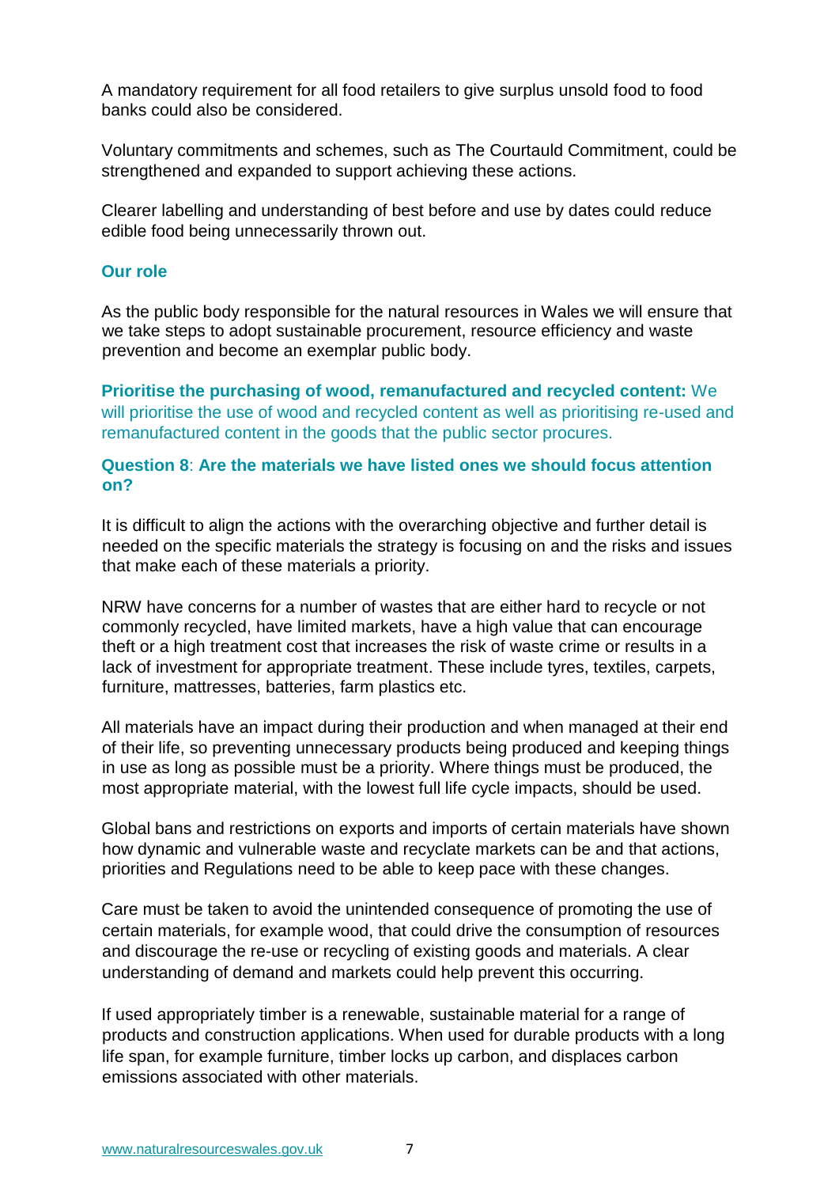A mandatory requirement for all food retailers to give surplus unsold food to food banks could also be considered.

Voluntary commitments and schemes, such as The Courtauld Commitment, could be strengthened and expanded to support achieving these actions.

Clearer labelling and understanding of best before and use by dates could reduce edible food being unnecessarily thrown out.

### Our role

As the public body responsible for the natural resources in Wales we will ensure that we take steps to adopt sustainable procurement, resource efficiency and waste prevention and become an exemplar public body.

**Prioritise the purchasing of wood, remanufactured and recycled content:** We will prioritise the use of wood and recycled content as well as prioritising re-used and remanufactured content in the goods that the public sector procures.

### Question 8: Are the materials we have listed ones we should focus attention on?

It is difficult to align the actions with the overarching objective and further detail is needed on the specific materials the strategy is focusing on and the risks and issues that make each of these materials a priority.

NRW have concerns for a number of wastes that are either hard to recycle or not commonly recycled, have limited markets, have a high value that can encourage theft or a high treatment cost that increases the risk of waste crime or results in a lack of investment for appropriate treatment. These include tyres, textiles, carpets, furniture, mattresses, batteries, farm plastics etc.

All materials have an impact during their production and when managed at their end of their life, so preventing unnecessary products being produced and keeping things in use as long as possible must be a priority. Where things must be produced, the most appropriate material, with the lowest full life cycle impacts, should be used.

Global bans and restrictions on exports and imports of certain materials have shown how dynamic and vulnerable waste and recyclate markets can be and that actions, priorities and Regulations need to be able to keep pace with these changes.

Care must be taken to avoid the unintended consequence of promoting the use of certain materials, for example wood, that could drive the consumption of resources and discourage the re-use or recycling of existing goods and materials. A clear understanding of demand and markets could help prevent this occurring.

If used appropriately timber is a renewable, sustainable material for a range of products and construction applications. When used for durable products with a long life span, for example furniture, timber locks up carbon, and displaces carbon emissions associated with other materials.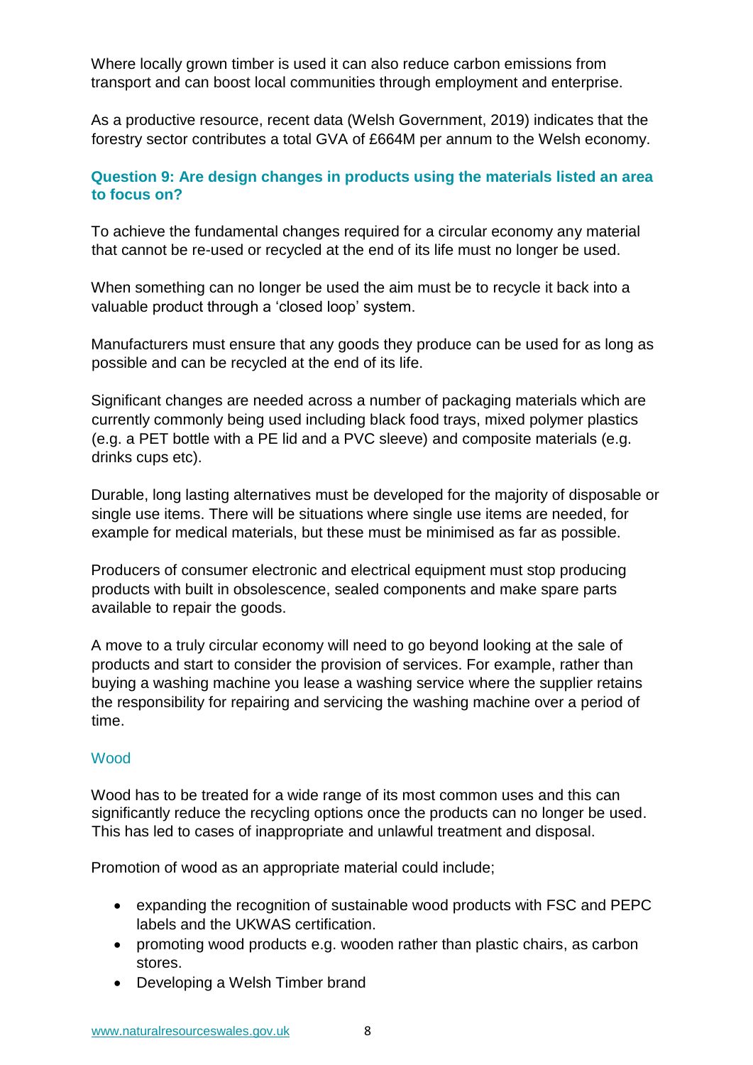Where locally grown timber is used it can also reduce carbon emissions from transport and can boost local communities through employment and enterprise.

As a productive resource, recent data (Welsh Government, 2019) indicates that the forestry sector contributes a total GVA of £664M per annum to the Welsh economy.

### Question 9: Are design changes in products using the materials listed an area to focus on?

To achieve the fundamental changes required for a circular economy any material that cannot be re-used or recycled at the end of its life must no longer be used.

When something can no longer be used the aim must be to recycle it back into a valuable product through a 'closed loop' system.

Manufacturers must ensure that any goods they produce can be used for as long as possible and can be recycled at the end of its life.

Significant changes are needed across a number of packaging materials which are currently commonly being used including black food trays, mixed polymer plastics (e.g. a PET bottle with a PE lid and a PVC sleeve) and composite materials (e.g. drinks cups etc).

Durable, long lasting alternatives must be developed for the majority of disposable or single use items. There will be situations where single use items are needed, for example for medical materials, but these must be minimised as far as possible.

Producers of consumer electronic and electrical equipment must stop producing products with built in obsolescence, sealed components and make spare parts available to repair the goods.

A move to a truly circular economy will need to go beyond looking at the sale of products and start to consider the provision of services. For example, rather than buying a washing machine you lease a washing service where the supplier retains the responsibility for repairing and servicing the washing machine over a period of time.

#### Wood

Wood has to be treated for a wide range of its most common uses and this can significantly reduce the recycling options once the products can no longer be used. This has led to cases of inappropriate and unlawful treatment and disposal.

Promotion of wood as an appropriate material could include;

- expanding the recognition of sustainable wood products with FSC and PEPC labels and the UKWAS certification.
- promoting wood products e.g. wooden rather than plastic chairs, as carbon stores.
- Developing a Welsh Timber brand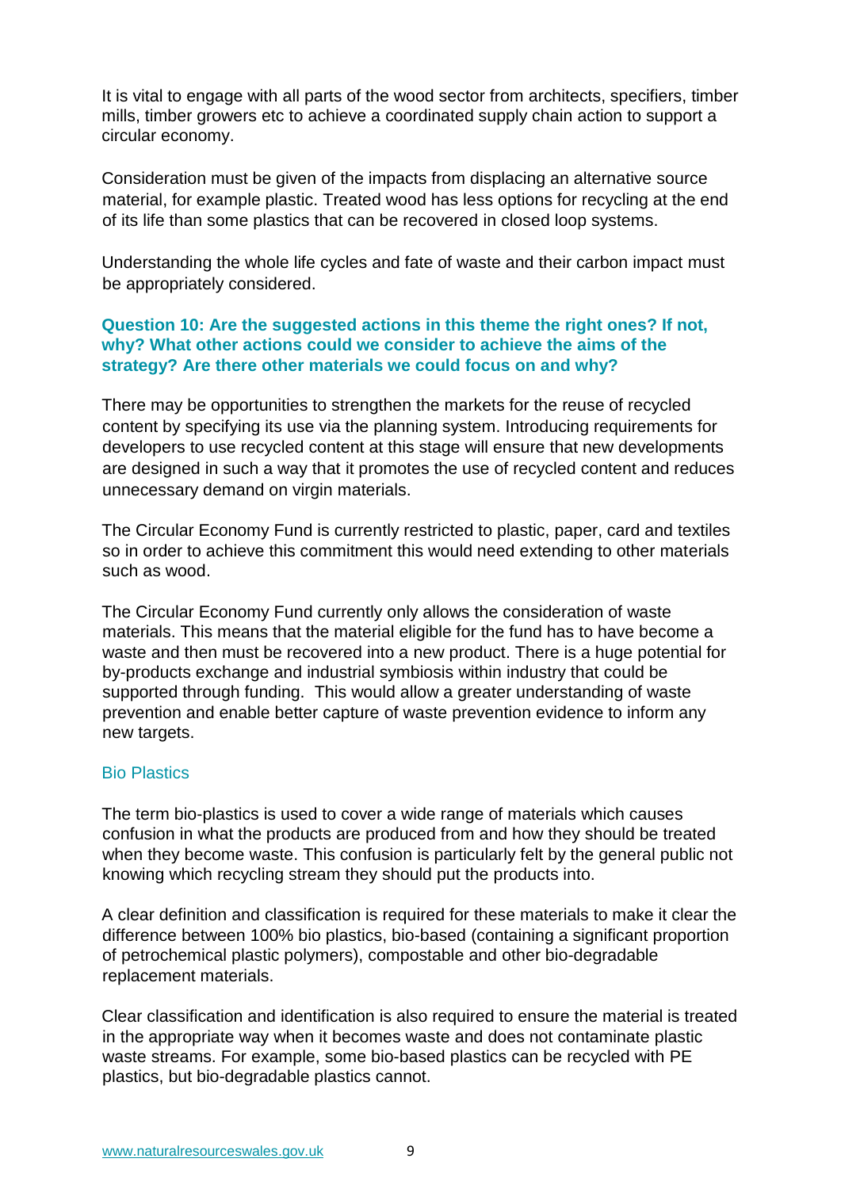It is vital to engage with all parts of the wood sector from architects, specifiers, timber mills, timber growers etc to achieve a coordinated supply chain action to support a circular economy.

Consideration must be given of the impacts from displacing an alternative source material, for example plastic. Treated wood has less options for recycling at the end of its life than some plastics that can be recovered in closed loop systems.

Understanding the whole life cycles and fate of waste and their carbon impact must be appropriately considered.

**Question 10: Are the suggested actions in this theme the right ones? If not, why? What other actions could we consider to achieve the aims of the strategy? Are there other materials we could focus on and why?**

There may be opportunities to strengthen the markets for the reuse of recycled content by specifying its use via the planning system. Introducing requirements for developers to use recycled content at this stage will ensure that new developments are designed in such a way that it promotes the use of recycled content and reduces unnecessary demand on virgin materials.

The Circular Economy Fund is currently restricted to plastic, paper, card and textiles so in order to achieve this commitment this would need extending to other materials such as wood.

The Circular Economy Fund currently only allows the consideration of waste materials. This means that the material eligible for the fund has to have become a waste and then must be recovered into a new product. There is a huge potential for by-products exchange and industrial symbiosis within industry that could be supported through funding. This would allow a greater understanding of waste prevention and enable better capture of waste prevention evidence to inform any new targets.

### Bio Plastics

The term bio-plastics is used to cover a wide range of materials which causes confusion in what the products are produced from and how they should be treated when they become waste. This confusion is particularly felt by the general public not knowing which recycling stream they should put the products into.

A clear definition and classification is required for these materials to make it clear the difference between 100% bio plastics, bio-based (containing a significant proportion of petrochemical plastic polymers), compostable and other bio-degradable replacement materials.

Clear classification and identification is also required to ensure the material is treated in the appropriate way when it becomes waste and does not contaminate plastic waste streams. For example, some bio-based plastics can be recycled with PE plastics, but bio-degradable plastics cannot.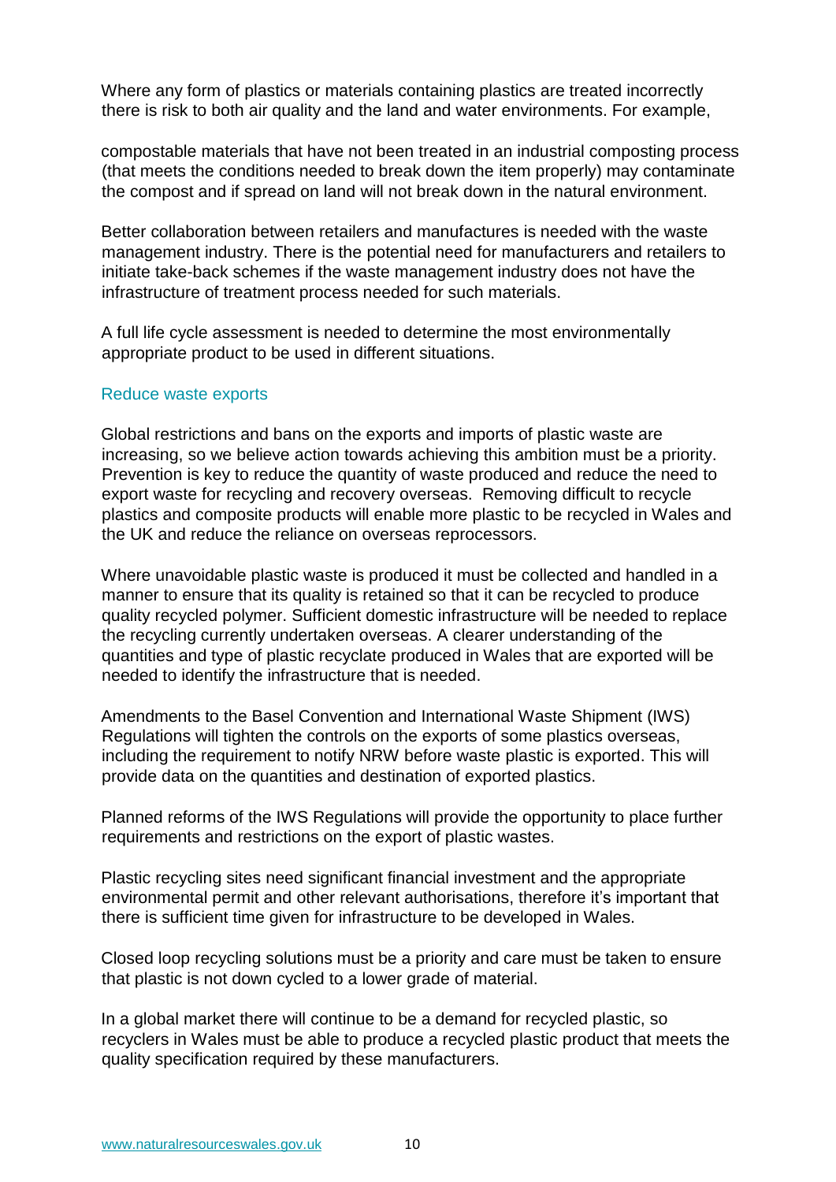Where any form of plastics or materials containing plastics are treated incorrectly there is risk to both air quality and the land and water environments. For example,

compostable materials that have not been treated in an industrial composting process (that meets the conditions needed to break down the item properly) may contaminate the compost and if spread on land will not break down in the natural environment.

Better collaboration between retailers and manufactures is needed with the waste management industry. There is the potential need for manufacturers and retailers to initiate take-back schemes if the waste management industry does not have the infrastructure of treatment process needed for such materials.

A full life cycle assessment is needed to determine the most environmentally appropriate product to be used in different situations.

### Reduce waste exports

Global restrictions and bans on the exports and imports of plastic waste are increasing, so we believe action towards achieving this ambition must be a priority. Prevention is key to reduce the quantity of waste produced and reduce the need to export waste for recycling and recovery overseas. Removing difficult to recycle plastics and composite products will enable more plastic to be recycled in Wales and the UK and reduce the reliance on overseas reprocessors.

Where unavoidable plastic waste is produced it must be collected and handled in a manner to ensure that its quality is retained so that it can be recycled to produce quality recycled polymer. Sufficient domestic infrastructure will be needed to replace the recycling currently undertaken overseas. A clearer understanding of the quantities and type of plastic recyclate produced in Wales that are exported will be needed to identify the infrastructure that is needed.

Amendments to the Basel Convention and International Waste Shipment (IWS) Regulations will tighten the controls on the exports of some plastics overseas, including the requirement to notify NRW before waste plastic is exported. This will provide data on the quantities and destination of exported plastics.

Planned reforms of the IWS Regulations will provide the opportunity to place further requirements and restrictions on the export of plastic wastes.

Plastic recycling sites need significant financial investment and the appropriate environmental permit and other relevant authorisations, therefore it's important that there is sufficient time given for infrastructure to be developed in Wales.

Closed loop recycling solutions must be a priority and care must be taken to ensure that plastic is not down cycled to a lower grade of material.

In a global market there will continue to be a demand for recycled plastic, so recyclers in Wales must be able to produce a recycled plastic product that meets the quality specification required by these manufacturers.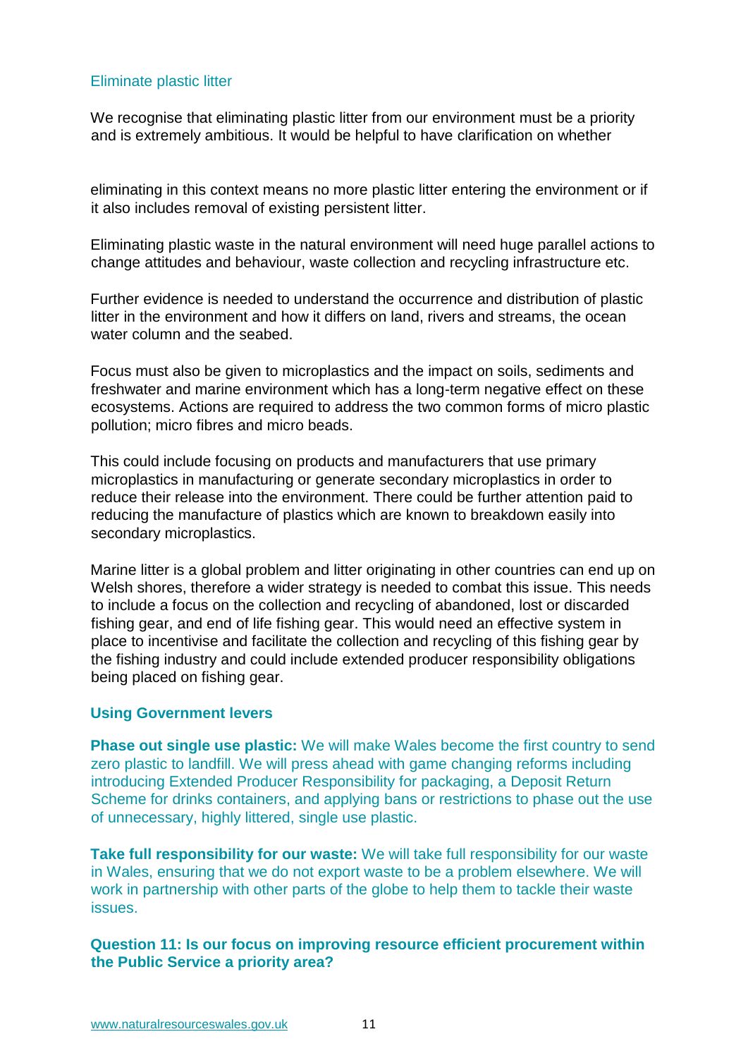### Eliminate plastic litter

We recognise that eliminating plastic litter from our environment must be a priority and is extremely ambitious. It would be helpful to have clarification on whether eliminating in this context means no more plastic litter entering the environment or if it also includes removal of existing persistent litter.

Eliminating plastic waste in the natural environment will need huge parallel actions to change attitudes and behaviour, waste collection and recycling infrastructure etc.

Further evidence is needed to understand the occurrence and distribution of plastic litter in the environment and how it differs on land, rivers and streams, the ocean water column and the seabed.

Focus must also be given to microplastics and the impact on soils, sediments and freshwater and marine environment which has a long-term negative effect on these ecosystems. Actions are required to address the two common forms of micro plastic pollution; micro fibres and micro beads.

This could include focusing on products and manufacturers that use primary microplastics in manufacturing or generate secondary microplastics in order to reduce their release into the environment. There could be further attention paid to reducing the manufacture of plastics which are known to breakdown easily into secondary microplastics.

Marine litter is a global problem and litter originating in other countries can end up on Welsh shores, therefore a wider strategy is needed to combat this issue. This needs to include a focus on the collection and recycling of abandoned, lost or discarded fishing gear, and end of life fishing gear. This would need an effective system in place to incentivise and facilitate the collection and recycling of this fishing gear by the fishing industry and could include extended producer responsibility obligations being placed on fishing gear.

### Using Government levers

**Phase out single use plastic:** We will make Wales become the first country to send zero plastic to landfill. We will press ahead with game changing reforms including introducing Extended Producer Responsibility for packaging, a Deposit Return Scheme for drinks containers, and applying bans or restrictions to phase out the use of unnecessary, highly littered, single use plastic.

**Take full responsibility for our waste:** We will take full responsibility for our waste in Wales, ensuring that we do not export waste to be a problem elsewhere. We will work in partnership with other parts of the globe to help them to tackle their waste issues.

### Question 11: Is our focus on improving resource efficient procurement within the Public Service a priority area?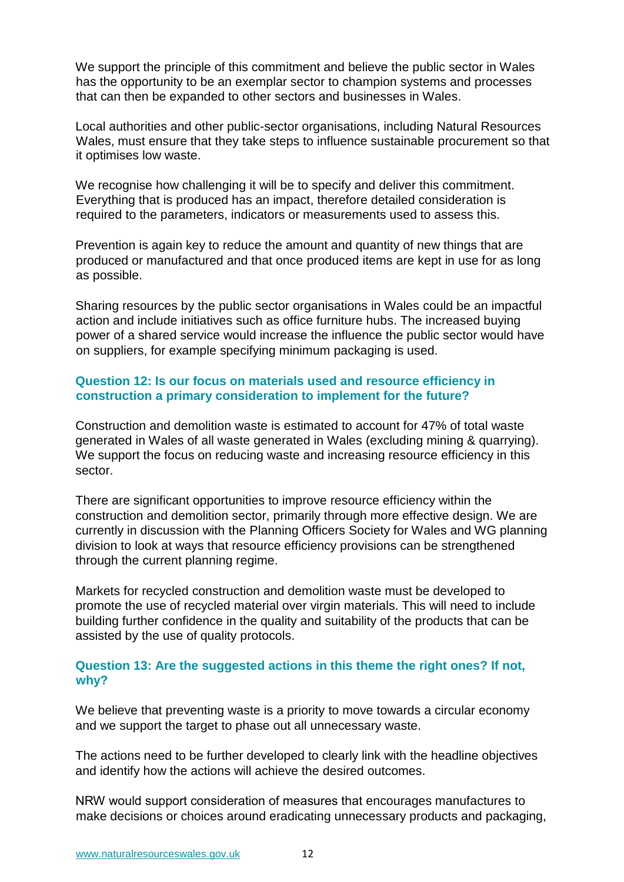We support the principle of this commitment and believe the public sector in Wales has the opportunity to be an exemplar sector to champion systems and processes that can then be expanded to other sectors and businesses in Wales.

Local authorities and other public-sector organisations, including Natural Resources Wales, must ensure that they take steps to influence sustainable procurement so that it optimises low waste.

We recognise how challenging it will be to specify and deliver this commitment. Everything that is produced has an impact, therefore detailed consideration is required to the parameters, indicators or measurements used to assess this.

Prevention is again key to reduce the amount and quantity of new things that are produced or manufactured and that once produced items are kept in use for as long as possible.

Sharing resources by the public sector organisations in Wales could be an impactful action and include initiatives such as office furniture hubs. The increased buying power of a shared service would increase the influence the public sector would have on suppliers, for example specifying minimum packaging is used.

**Question 12: Is our focus on materials used and resource efficiency in construction a primary consideration to implement for the future?**

Construction and demolition waste is estimated to account for 47% of total waste generated in Wales of all waste generated in Wales (excluding mining & quarrying). We support the focus on reducing waste and increasing resource efficiency in this sector.

There are significant opportunities to improve resource efficiency within the construction and demolition sector, primarily through more effective design. We are currently in discussion with the Planning Officers Society for Wales and WG planning division to look at ways that resource efficiency provisions can be strengthened through the current planning regime.

Markets for recycled construction and demolition waste must be developed to promote the use of recycled material over virgin materials. This will need to include building further confidence in the quality and suitability of the products that can be assisted by the use of quality protocols.

**Question 13: Are the suggested actions in this theme the right ones? If not, why?**

We believe that preventing waste is a priority to move towards a circular economy and we support the target to phase out all unnecessary waste.

The actions need to be further developed to clearly link with the headline objectives and identify how the actions will achieve the desired outcomes.

NRW would support consideration of measures that encourages manufactures to make decisions or choices around eradicating unnecessary products and packaging,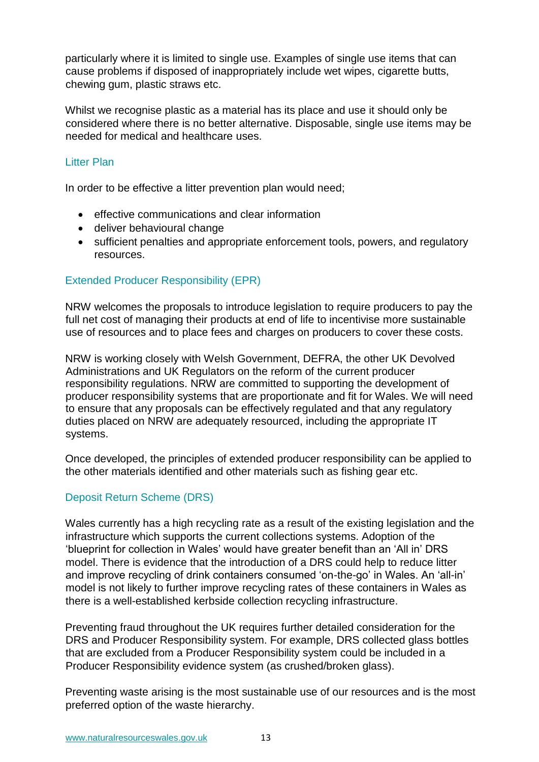particularly where it is limited to single use. Examples of single use items that can cause problems if disposed of inappropriately include wet wipes, cigarette butts, chewing gum, plastic straws etc.

Whilst we recognise plastic as a material has its place and use it should only be considered where there is no better alternative. Disposable, single use items may be needed for medical and healthcare uses.

### Litter Plan

In order to be effective a litter prevention plan would need;

- effective communications and clear information
- deliver behavioural change
- sufficient penalties and appropriate enforcement tools, powers, and regulatory resources.

### Extended Producer Responsibility (EPR)

NRW welcomes the proposals to introduce legislation to require producers to pay the full net cost of managing their products at end of life to incentivise more sustainable use of resources and to place fees and charges on producers to cover these costs.

NRW is working closely with Welsh Government, DEFRA, the other UK Devolved Administrations and UK Regulators on the reform of the current producer responsibility regulations. NRW are committed to supporting the development of producer responsibility systems that are proportionate and fit for Wales. We will need to ensure that any proposals can be effectively regulated and that any regulatory duties placed on NRW are adequately resourced, including the appropriate IT systems.

Once developed, the principles of extended producer responsibility can be applied to the other materials identified and other materials such as fishing gear etc.

### Deposit Return Scheme (DRS)

Wales currently has a high recycling rate as a result of the existing legislation and the infrastructure which supports the current collections systems. Adoption of the 'blueprint for collection in Wales' would have greater benefit than an 'All in' DRS model. There is evidence that the introduction of a DRS could help to reduce litter and improve recycling of drink containers consumed 'on-the-go' in Wales. An 'all-in' model is not likely to further improve recycling rates of these containers in Wales as there is a well-established kerbside collection recycling infrastructure.

Preventing fraud throughout the UK requires further detailed consideration for the DRS and Producer Responsibility system. For example, DRS collected glass bottles that are excluded from a Producer Responsibility system could be included in a Producer Responsibility evidence system (as crushed/broken glass).

Preventing waste arising is the most sustainable use of our resources and is the most preferred option of the waste hierarchy.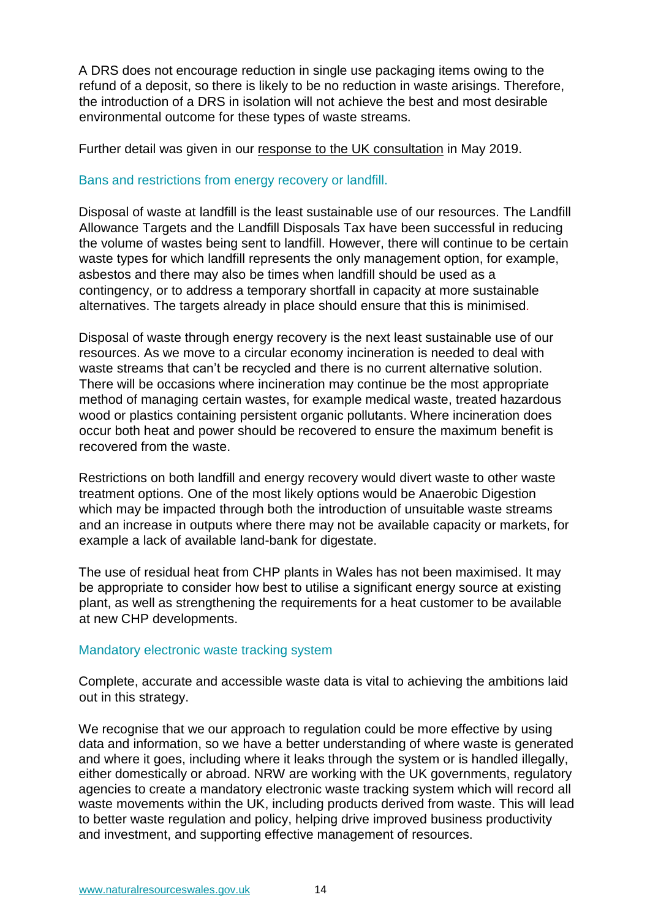A DRS does not encourage reduction in single use packaging items owing to the refund of a deposit, so there is likely to be no reduction in waste arisings. Therefore, the introduction of a DRS in isolation will not achieve the best and most desirable environmental outcome for these types of waste streams.

Further detail was given in our response to the UK consultation in May 2019.

### Bans and restrictions from energy recovery or landfill.

Disposal of waste at landfill is the least sustainable use of our resources. The Landfill Allowance Targets and the Landfill Disposals Tax have been successful in reducing the volume of wastes being sent to landfill. However, there will continue to be certain waste types for which landfill represents the only management option, for example, asbestos and there may also be times when landfill should be used as a contingency, or to address a temporary shortfall in capacity at more sustainable alternatives. The targets already in place should ensure that this is minimised.

Disposal of waste through energy recovery is the next least sustainable use of our resources. As we move to a circular economy incineration is needed to deal with waste streams that can't be recycled and there is no current alternative solution. There will be occasions where incineration may continue be the most appropriate method of managing certain wastes, for example medical waste, treated hazardous wood or plastics containing persistent organic pollutants. Where incineration does occur both heat and power should be recovered to ensure the maximum benefit is recovered from the waste.

Restrictions on both landfill and energy recovery would divert waste to other waste treatment options. One of the most likely options would be Anaerobic Digestion which may be impacted through both the introduction of unsuitable waste streams and an increase in outputs where there may not be available capacity or markets, for example a lack of available land-bank for digestate.

The use of residual heat from CHP plants in Wales has not been maximised. It may be appropriate to consider how best to utilise a significant energy source at existing plant, as well as strengthening the requirements for a heat customer to be available at new CHP developments.

### Mandatory electronic waste tracking system

Complete, accurate and accessible waste data is vital to achieving the ambitions laid out in this strategy.

We recognise that we our approach to regulation could be more effective by using data and information, so we have a better understanding of where waste is generated and where it goes, including where it leaks through the system or is handled illegally, either domestically or abroad. NRW are working with the UK governments, regulatory agencies to create a mandatory electronic waste tracking system which will record all waste movements within the UK, including products derived from waste. This will lead to better waste regulation and policy, helping drive improved business productivity and investment, and supporting effective management of resources.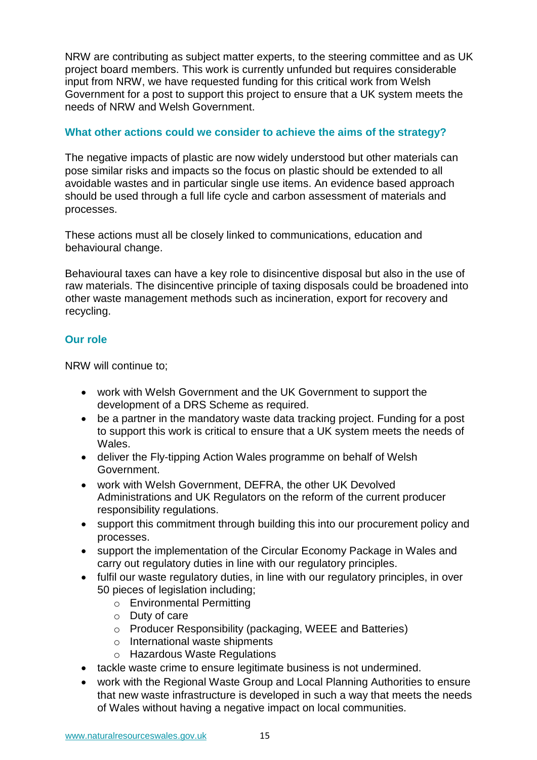NRW are contributing as subject matter experts, to the steering committee and as UK project board members. This work is currently unfunded but requires considerable input from NRW, we have requested funding for this critical work from Welsh Government for a post to support this project to ensure that a UK system meets the needs of NRW and Welsh Government.

### What other actions could we consider to achieve the aims of the strategy?

The negative impacts of plastic are now widely understood but other materials can pose similar risks and impacts so the focus on plastic should be extended to all avoidable wastes and in particular single use items. An evidence based approach should be used through a full life cycle and carbon assessment of materials and processes.

These actions must all be closely linked to communications, education and behavioural change.

Behavioural taxes can have a key role to disincentive disposal but also in the use of raw materials. The disincentive principle of taxing disposals could be broadened into other waste management methods such as incineration, export for recovery and recycling.

### Our role

NRW will continue to;

- work with Welsh Government and the UK Government to support the development of a DRS Scheme as required.
- be a partner in the mandatory waste data tracking project. Funding for a post to support this work is critical to ensure that a UK system meets the needs of Wales.
- deliver the Fly-tipping Action Wales programme on behalf of Welsh Government.
- work with Welsh Government, DEFRA, the other UK Devolved Administrations and UK Regulators on the reform of the current producer responsibility regulations.
- support this commitment through building this into our procurement policy and processes.
- support the implementation of the Circular Economy Package in Wales and carry out regulatory duties in line with our regulatory principles.
- fulfil our waste regulatory duties, in line with our regulatory principles, in over 50 pieces of legislation including;
    - Environmental Permitting
    - Duty of care
    - Producer Responsibility (packaging, WEEE and Batteries)
    - International waste shipments
    - Hazardous Waste Regulations
- tackle waste crime to ensure legitimate business is not undermined.
- work with the Regional Waste Group and Local Planning Authorities to ensure that new waste infrastructure is developed in such a way that meets the needs of Wales without having a negative impact on local communities.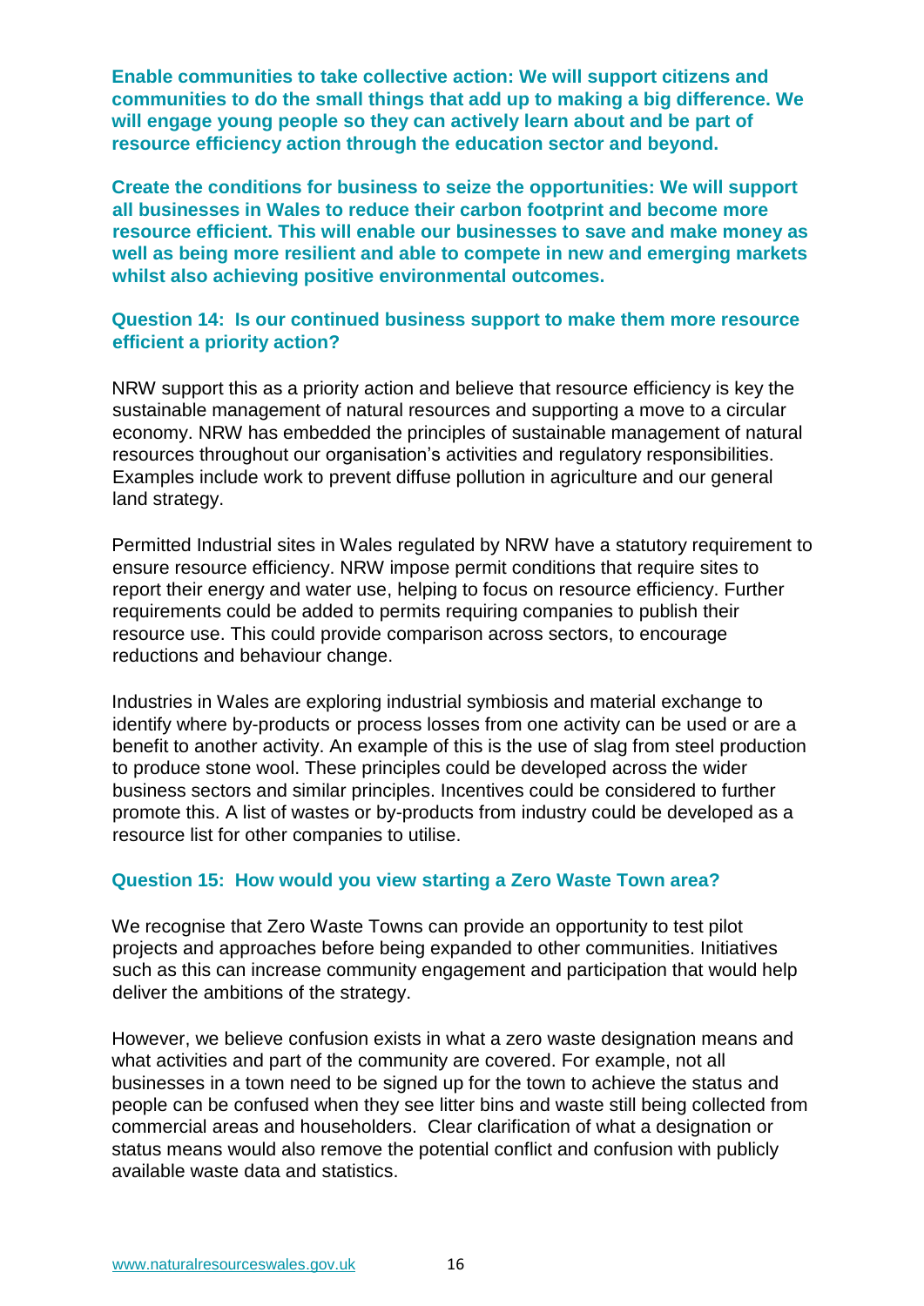**Enable communities to take collective action: We will support citizens and communities to do the small things that add up to making a big difference. We will engage young people so they can actively learn about and be part of resource efficiency action through the education sector and beyond.**

**Create the conditions for business to seize the opportunities: We will support all businesses in Wales to reduce their carbon footprint and become more resource efficient. This will enable our businesses to save and make money as well as being more resilient and able to compete in new and emerging markets whilst also achieving positive environmental outcomes.**

### Question 14: Is our continued business support to make them more resource efficient a priority action?

NRW support this as a priority action and believe that resource efficiency is key the sustainable management of natural resources and supporting a move to a circular economy. NRW has embedded the principles of sustainable management of natural resources throughout our organisation's activities and regulatory responsibilities. Examples include work to prevent diffuse pollution in agriculture and our general land strategy.

Permitted Industrial sites in Wales regulated by NRW have a statutory requirement to ensure resource efficiency. NRW impose permit conditions that require sites to report their energy and water use, helping to focus on resource efficiency. Further requirements could be added to permits requiring companies to publish their resource use. This could provide comparison across sectors, to encourage reductions and behaviour change.

Industries in Wales are exploring industrial symbiosis and material exchange to identify where by-products or process losses from one activity can be used or are a benefit to another activity. An example of this is the use of slag from steel production to produce stone wool. These principles could be developed across the wider business sectors and similar principles. Incentives could be considered to further promote this. A list of wastes or by-products from industry could be developed as a resource list for other companies to utilise.

### Question 15: How would you view starting a Zero Waste Town area?

We recognise that Zero Waste Towns can provide an opportunity to test pilot projects and approaches before being expanded to other communities. Initiatives such as this can increase community engagement and participation that would help deliver the ambitions of the strategy.

However, we believe confusion exists in what a zero waste designation means and what activities and part of the community are covered. For example, not all businesses in a town need to be signed up for the town to achieve the status and people can be confused when they see litter bins and waste still being collected from commercial areas and householders. Clear clarification of what a designation or status means would also remove the potential conflict and confusion with publicly available waste data and statistics.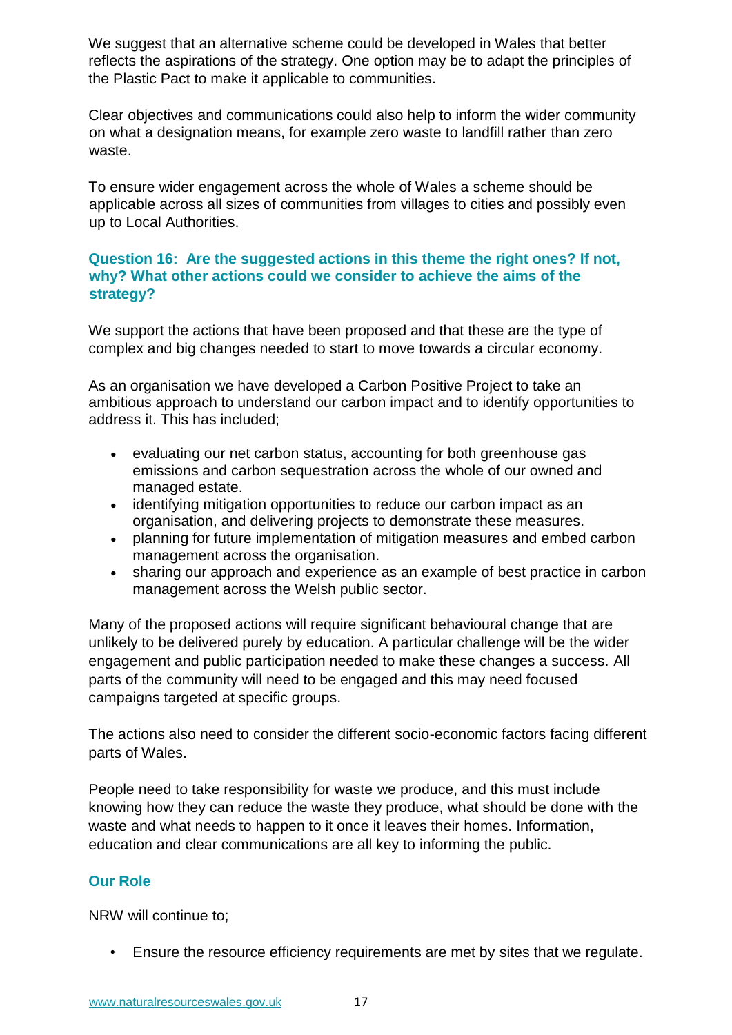We suggest that an alternative scheme could be developed in Wales that better reflects the aspirations of the strategy. One option may be to adapt the principles of the Plastic Pact to make it applicable to communities.

Clear objectives and communications could also help to inform the wider community on what a designation means, for example zero waste to landfill rather than zero waste.

To ensure wider engagement across the whole of Wales a scheme should be applicable across all sizes of communities from villages to cities and possibly even up to Local Authorities.

### Question 16: Are the suggested actions in this theme the right ones? If not, why? What other actions could we consider to achieve the aims of the strategy?

We support the actions that have been proposed and that these are the type of complex and big changes needed to start to move towards a circular economy.

As an organisation we have developed a Carbon Positive Project to take an ambitious approach to understand our carbon impact and to identify opportunities to address it. This has included;

- evaluating our net carbon status, accounting for both greenhouse gas emissions and carbon sequestration across the whole of our owned and managed estate.
- identifying mitigation opportunities to reduce our carbon impact as an organisation, and delivering projects to demonstrate these measures.
- planning for future implementation of mitigation measures and embed carbon management across the organisation.
- sharing our approach and experience as an example of best practice in carbon management across the Welsh public sector.

Many of the proposed actions will require significant behavioural change that are unlikely to be delivered purely by education. A particular challenge will be the wider engagement and public participation needed to make these changes a success. All parts of the community will need to be engaged and this may need focused campaigns targeted at specific groups.

The actions also need to consider the different socio-economic factors facing different parts of Wales.

People need to take responsibility for waste we produce, and this must include knowing how they can reduce the waste they produce, what should be done with the waste and what needs to happen to it once it leaves their homes. Information, education and clear communications are all key to informing the public.

### Our Role

NRW will continue to;

- Ensure the resource efficiency requirements are met by sites that we regulate.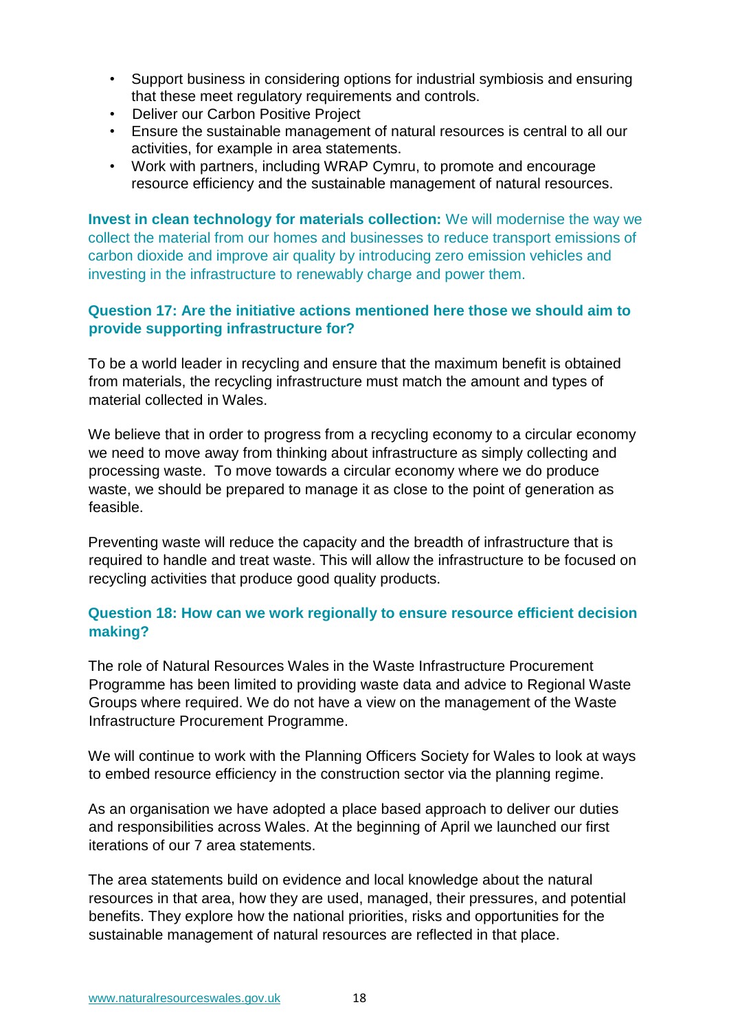- Support business in considering options for industrial symbiosis and ensuring that these meet regulatory requirements and controls.
- Deliver our Carbon Positive Project
- Ensure the sustainable management of natural resources is central to all our activities, for example in area statements.
- Work with partners, including WRAP Cymru, to promote and encourage resource efficiency and the sustainable management of natural resources.

**Invest in clean technology for materials collection:** We will modernise the way we collect the material from our homes and businesses to reduce transport emissions of carbon dioxide and improve air quality by introducing zero emission vehicles and investing in the infrastructure to renewably charge and power them.

**Question 17: Are the initiative actions mentioned here those we should aim to provide supporting infrastructure for?**

To be a world leader in recycling and ensure that the maximum benefit is obtained from materials, the recycling infrastructure must match the amount and types of material collected in Wales.

We believe that in order to progress from a recycling economy to a circular economy we need to move away from thinking about infrastructure as simply collecting and processing waste. To move towards a circular economy where we do produce waste, we should be prepared to manage it as close to the point of generation as feasible.

Preventing waste will reduce the capacity and the breadth of infrastructure that is required to handle and treat waste. This will allow the infrastructure to be focused on recycling activities that produce good quality products.

**Question 18: How can we work regionally to ensure resource efficient decision making?**

The role of Natural Resources Wales in the Waste Infrastructure Procurement Programme has been limited to providing waste data and advice to Regional Waste Groups where required. We do not have a view on the management of the Waste Infrastructure Procurement Programme.

We will continue to work with the Planning Officers Society for Wales to look at ways to embed resource efficiency in the construction sector via the planning regime.

As an organisation we have adopted a place based approach to deliver our duties and responsibilities across Wales. At the beginning of April we launched our first iterations of our 7 area statements.

The area statements build on evidence and local knowledge about the natural resources in that area, how they are used, managed, their pressures, and potential benefits. They explore how the national priorities, risks and opportunities for the sustainable management of natural resources are reflected in that place.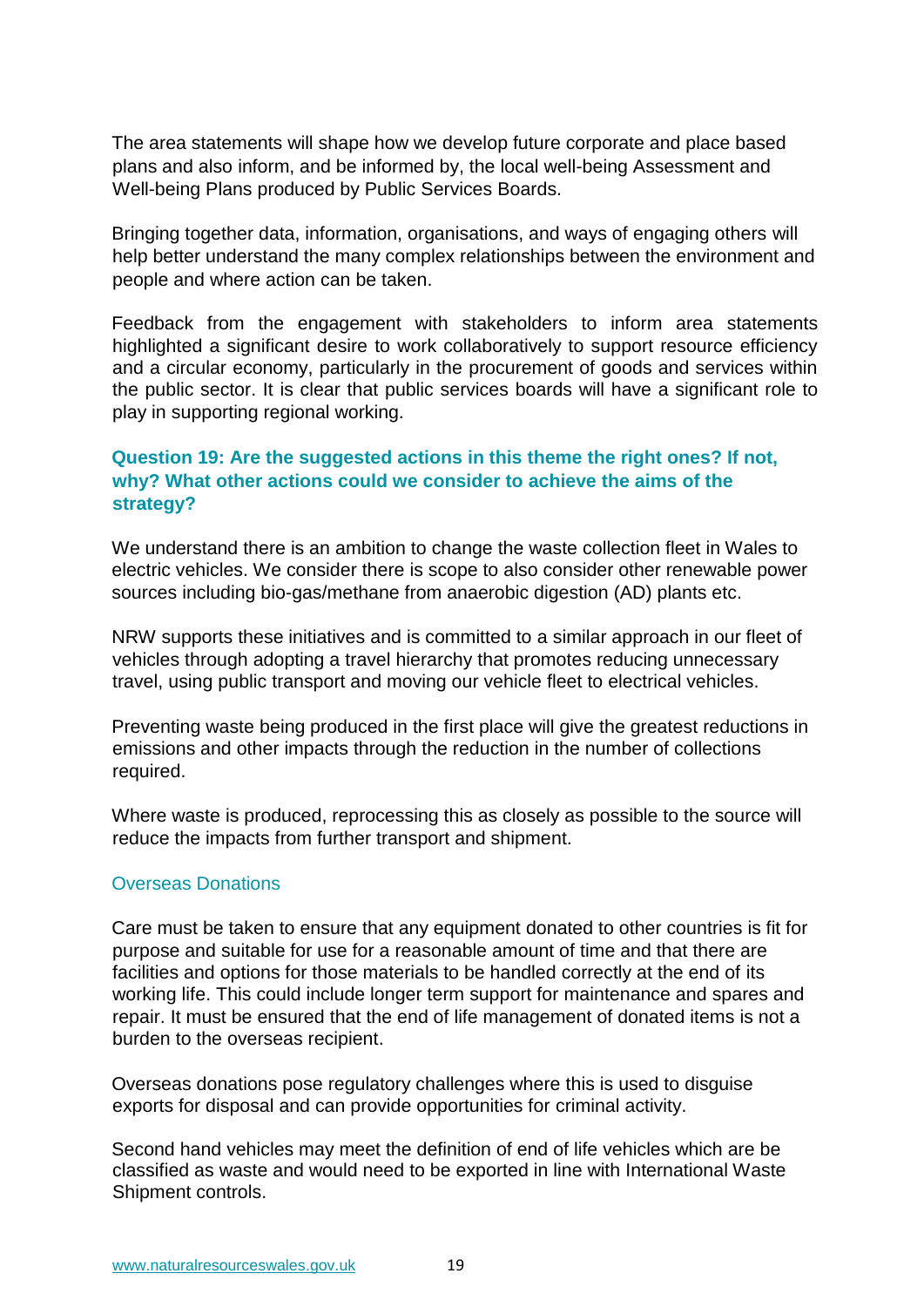The area statements will shape how we develop future corporate and place based plans and also inform, and be informed by, the local well-being Assessment and Well-being Plans produced by Public Services Boards.

Bringing together data, information, organisations, and ways of engaging others will help better understand the many complex relationships between the environment and people and where action can be taken.

Feedback from the engagement with stakeholders to inform area statements highlighted a significant desire to work collaboratively to support resource efficiency and a circular economy, particularly in the procurement of goods and services within the public sector. It is clear that public services boards will have a significant role to play in supporting regional working.

**Question 19: Are the suggested actions in this theme the right ones? If not, why? What other actions could we consider to achieve the aims of the strategy?**

We understand there is an ambition to change the waste collection fleet in Wales to electric vehicles. We consider there is scope to also consider other renewable power sources including bio-gas/methane from anaerobic digestion (AD) plants etc.

NRW supports these initiatives and is committed to a similar approach in our fleet of vehicles through adopting a travel hierarchy that promotes reducing unnecessary travel, using public transport and moving our vehicle fleet to electrical vehicles.

Preventing waste being produced in the first place will give the greatest reductions in emissions and other impacts through the reduction in the number of collections required.

Where waste is produced, reprocessing this as closely as possible to the source will reduce the impacts from further transport and shipment.

### Overseas Donations

Care must be taken to ensure that any equipment donated to other countries is fit for purpose and suitable for use for a reasonable amount of time and that there are facilities and options for those materials to be handled correctly at the end of its working life. This could include longer term support for maintenance and spares and repair. It must be ensured that the end of life management of donated items is not a burden to the overseas recipient.

Overseas donations pose regulatory challenges where this is used to disguise exports for disposal and can provide opportunities for criminal activity.

Second hand vehicles may meet the definition of end of life vehicles which are be classified as waste and would need to be exported in line with International Waste Shipment controls.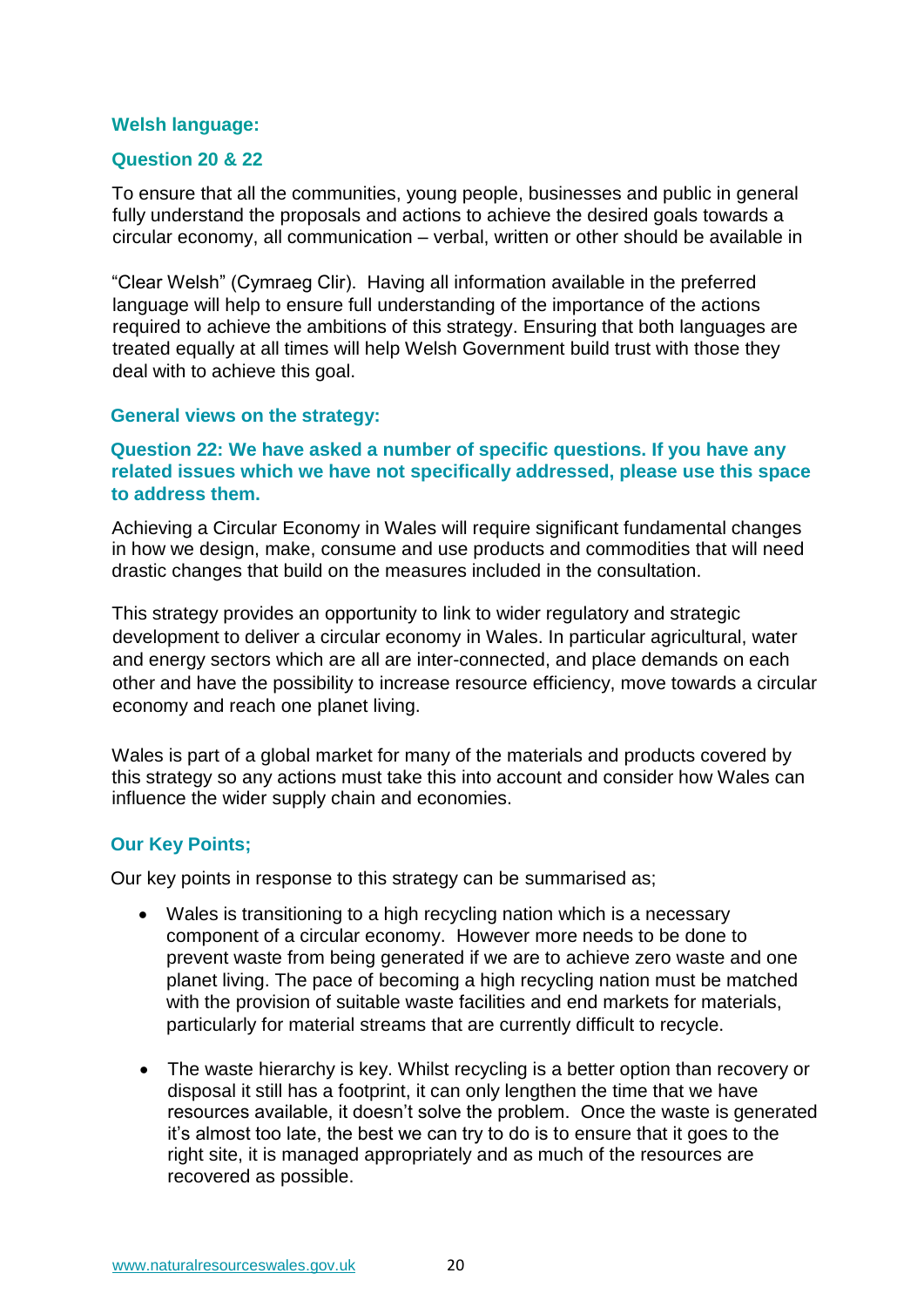**Welsh language:**

**Question 20 & 22**

To ensure that all the communities, young people, businesses and public in general fully understand the proposals and actions to achieve the desired goals towards a circular economy, all communication – verbal, written or other should be available in

"Clear Welsh" (Cymraeg Clir). Having all information available in the preferred language will help to ensure full understanding of the importance of the actions required to achieve the ambitions of this strategy. Ensuring that both languages are treated equally at all times will help Welsh Government build trust with those they deal with to achieve this goal.

**General views on the strategy:**

**Question 22: We have asked a number of specific questions. If you have any related issues which we have not specifically addressed, please use this space to address them.**

Achieving a Circular Economy in Wales will require significant fundamental changes in how we design, make, consume and use products and commodities that will need drastic changes that build on the measures included in the consultation.

This strategy provides an opportunity to link to wider regulatory and strategic development to deliver a circular economy in Wales. In particular agricultural, water and energy sectors which are all are inter-connected, and place demands on each other and have the possibility to increase resource efficiency, move towards a circular economy and reach one planet living.

Wales is part of a global market for many of the materials and products covered by this strategy so any actions must take this into account and consider how Wales can influence the wider supply chain and economies.

**Our Key Points;**

Our key points in response to this strategy can be summarised as;

- Wales is transitioning to a high recycling nation which is a necessary component of a circular economy. However more needs to be done to prevent waste from being generated if we are to achieve zero waste and one planet living. The pace of becoming a high recycling nation must be matched with the provision of suitable waste facilities and end markets for materials, particularly for material streams that are currently difficult to recycle.

- The waste hierarchy is key. Whilst recycling is a better option than recovery or disposal it still has a footprint, it can only lengthen the time that we have resources available, it doesn't solve the problem. Once the waste is generated it's almost too late, the best we can try to do is to ensure that it goes to the right site, it is managed appropriately and as much of the resources are recovered as possible.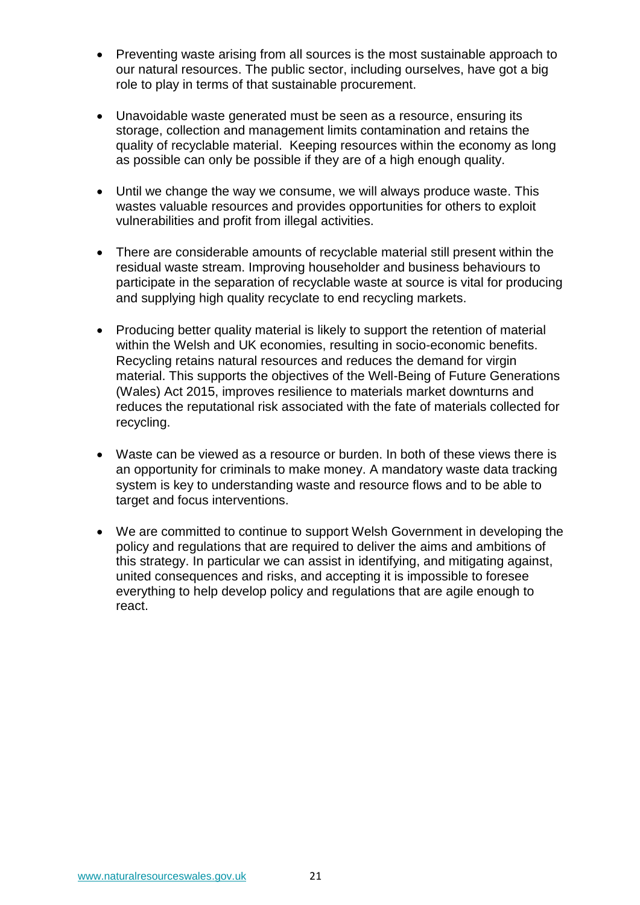- Preventing waste arising from all sources is the most sustainable approach to our natural resources. The public sector, including ourselves, have got a big role to play in terms of that sustainable procurement.

- Unavoidable waste generated must be seen as a resource, ensuring its storage, collection and management limits contamination and retains the quality of recyclable material. Keeping resources within the economy as long as possible can only be possible if they are of a high enough quality.

- Until we change the way we consume, we will always produce waste. This wastes valuable resources and provides opportunities for others to exploit vulnerabilities and profit from illegal activities.

- There are considerable amounts of recyclable material still present within the residual waste stream. Improving householder and business behaviours to participate in the separation of recyclable waste at source is vital for producing and supplying high quality recyclate to end recycling markets.

- Producing better quality material is likely to support the retention of material within the Welsh and UK economies, resulting in socio-economic benefits. Recycling retains natural resources and reduces the demand for virgin material. This supports the objectives of the Well-Being of Future Generations (Wales) Act 2015, improves resilience to materials market downturns and reduces the reputational risk associated with the fate of materials collected for recycling.

- Waste can be viewed as a resource or burden. In both of these views there is an opportunity for criminals to make money. A mandatory waste data tracking system is key to understanding waste and resource flows and to be able to target and focus interventions.

- We are committed to continue to support Welsh Government in developing the policy and regulations that are required to deliver the aims and ambitions of this strategy. In particular we can assist in identifying, and mitigating against, united consequences and risks, and accepting it is impossible to foresee everything to help develop policy and regulations that are agile enough to react.